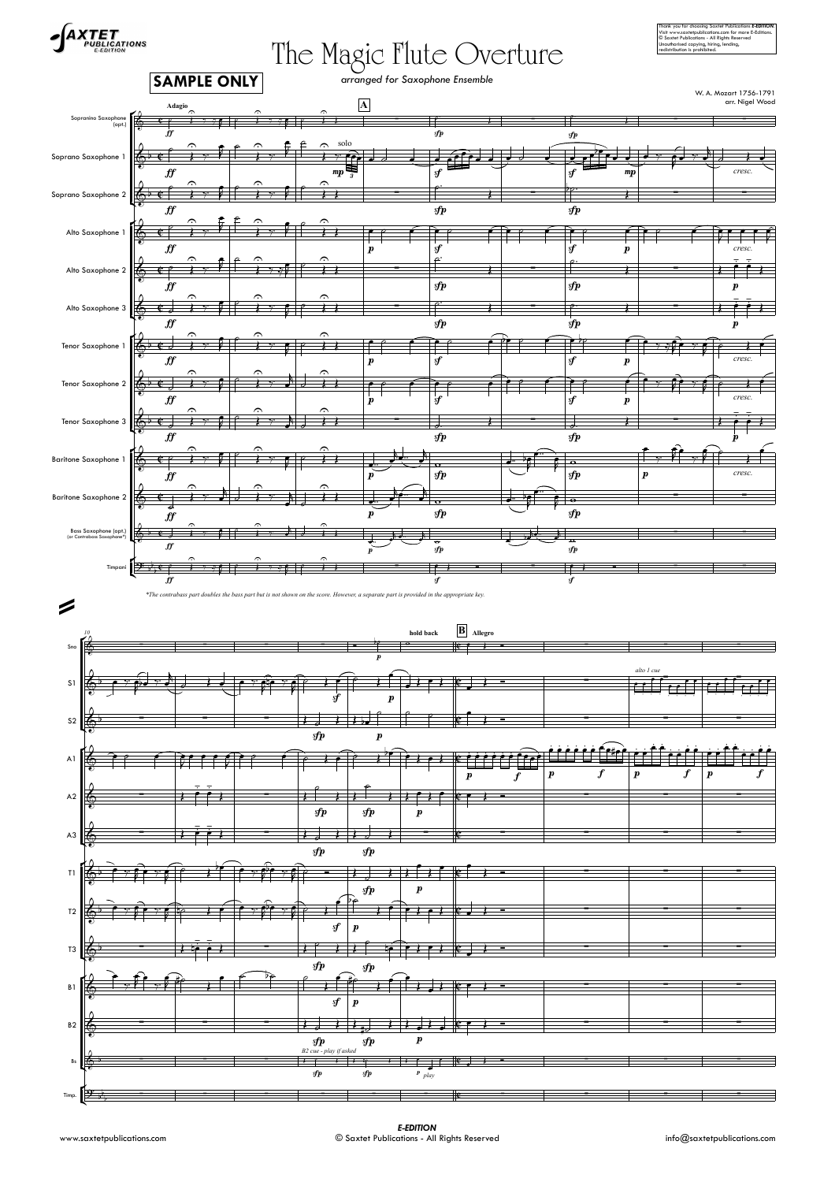# The Magic Flute Overture

*arranged for Saxophone Ensemble*

**SAMPLE ONLY**

W. A. Mozart 1756-1791
arr. Nigel Wood

Thank you for choosing Saxtet Publications *E-EDITION*. Visit www.saxtetpublications.com for more E-Editions. © Saxtet Publications - All Rights Reserved. Unauthorised copying, hiring, lending, redistribution is prohibited.

*The contrabass part doubles the bass part but is not shown on the score. However, a separate part is provided in the appropriate key.

*E-EDITION*
www.saxtetpublications.com © Saxtet Publications - All Rights Reserved info@saxtetpublications.com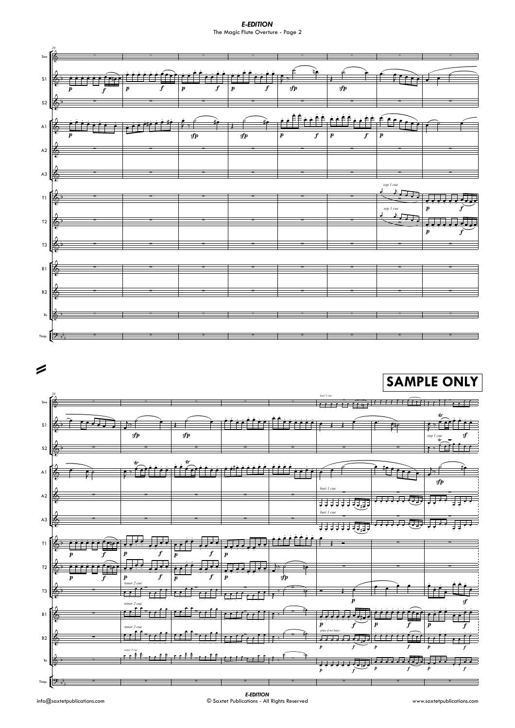SAMPLE ONLY